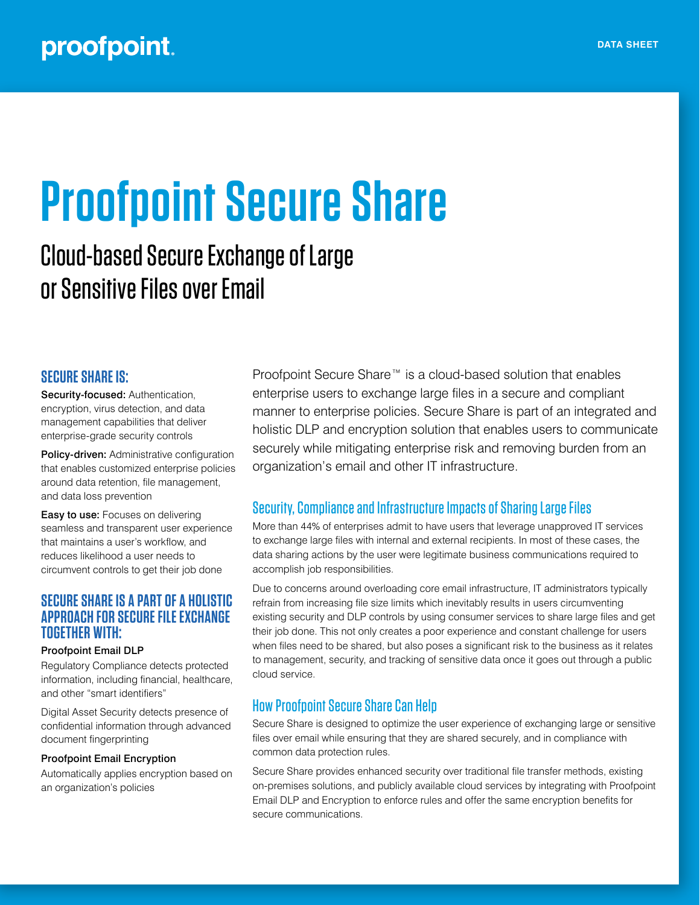proofpoint.

DATA SHEET

# Proofpoint Secure Share

## Cloud-based Secure Exchange of Large or Sensitive Files over Email

### SECURE SHARE IS:

**Security-focused:** Authentication, encryption, virus detection, and data management capabilities that deliver enterprise-grade security controls

**Policy-driven:** Administrative configuration that enables customized enterprise policies around data retention, file management, and data loss prevention

**Easy to use:** Focuses on delivering seamless and transparent user experience that maintains a user's workflow, and reduces likelihood a user needs to circumvent controls to get their job done

### SECURE SHARE IS A PART OF A HOLISTIC APPROACH FOR SECURE FILE EXCHANGE TOGETHER WITH:

**Proofpoint Email DLP**

Regulatory Compliance detects protected information, including financial, healthcare, and other "smart identifiers"

Digital Asset Security detects presence of confidential information through advanced document fingerprinting

**Proofpoint Email Encryption**

Automatically applies encryption based on an organization's policies

Proofpoint Secure Share™ is a cloud-based solution that enables enterprise users to exchange large files in a secure and compliant manner to enterprise policies. Secure Share is part of an integrated and holistic DLP and encryption solution that enables users to communicate securely while mitigating enterprise risk and removing burden from an organization's email and other IT infrastructure.

### Security, Compliance and Infrastructure Impacts of Sharing Large Files

More than 44% of enterprises admit to have users that leverage unapproved IT services to exchange large files with internal and external recipients. In most of these cases, the data sharing actions by the user were legitimate business communications required to accomplish job responsibilities.

Due to concerns around overloading core email infrastructure, IT administrators typically refrain from increasing file size limits which inevitably results in users circumventing existing security and DLP controls by using consumer services to share large files and get their job done. This not only creates a poor experience and constant challenge for users when files need to be shared, but also poses a significant risk to the business as it relates to management, security, and tracking of sensitive data once it goes out through a public cloud service.

### How Proofpoint Secure Share Can Help

Secure Share is designed to optimize the user experience of exchanging large or sensitive files over email while ensuring that they are shared securely, and in compliance with common data protection rules.

Secure Share provides enhanced security over traditional file transfer methods, existing on-premises solutions, and publicly available cloud services by integrating with Proofpoint Email DLP and Encryption to enforce rules and offer the same encryption benefits for secure communications.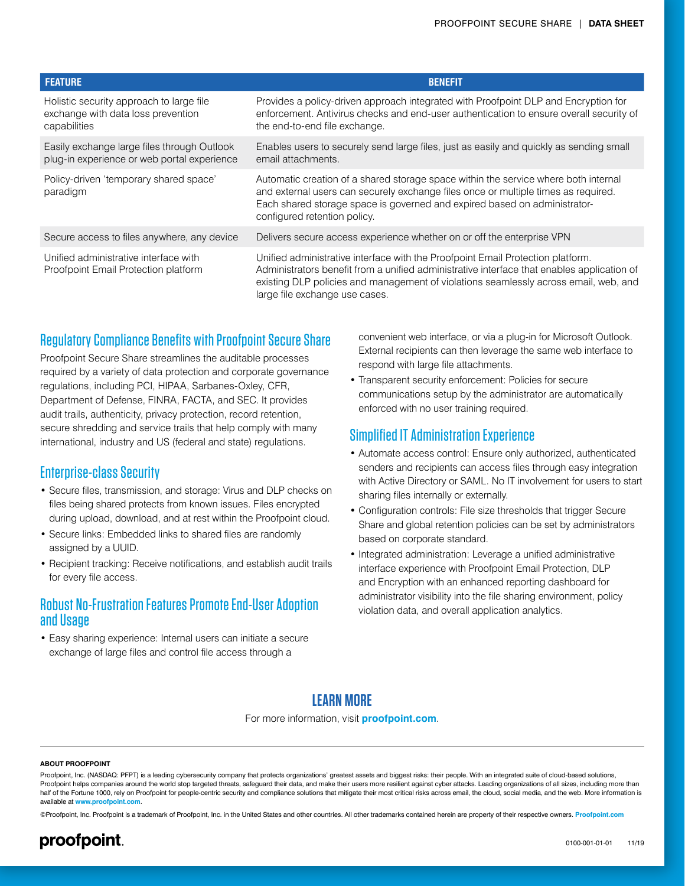| FEATURE | BENEFIT |
|---|---|
| Holistic security approach to large file exchange with data loss prevention capabilities | Provides a policy-driven approach integrated with Proofpoint DLP and Encryption for enforcement. Antivirus checks and end-user authentication to ensure overall security of the end-to-end file exchange. |
| Easily exchange large files through Outlook plug-in experience or web portal experience | Enables users to securely send large files, just as easily and quickly as sending small email attachments. |
| Policy-driven 'temporary shared space' paradigm | Automatic creation of a shared storage space within the service where both internal and external users can securely exchange files once or multiple times as required. Each shared storage space is governed and expired based on administrator-configured retention policy. |
| Secure access to files anywhere, any device | Delivers secure access experience whether on or off the enterprise VPN |
| Unified administrative interface with Proofpoint Email Protection platform | Unified administrative interface with the Proofpoint Email Protection platform. Administrators benefit from a unified administrative interface that enables application of existing DLP policies and management of violations seamlessly across email, web, and large file exchange use cases. |

## Regulatory Compliance Benefits with Proofpoint Secure Share

Proofpoint Secure Share streamlines the auditable processes required by a variety of data protection and corporate governance regulations, including PCI, HIPAA, Sarbanes-Oxley, CFR, Department of Defense, FINRA, FACTA, and SEC. It provides audit trails, authenticity, privacy protection, record retention, secure shredding and service trails that help comply with many international, industry and US (federal and state) regulations.

## Enterprise-class Security

- Secure files, transmission, and storage: Virus and DLP checks on files being shared protects from known issues. Files encrypted during upload, download, and at rest within the Proofpoint cloud.
- Secure links: Embedded links to shared files are randomly assigned by a UUID.
- Recipient tracking: Receive notifications, and establish audit trails for every file access.

## Robust No-Frustration Features Promote End-User Adoption and Usage

- Easy sharing experience: Internal users can initiate a secure exchange of large files and control file access through a convenient web interface, or via a plug-in for Microsoft Outlook. External recipients can then leverage the same web interface to respond with large file attachments.
- Transparent security enforcement: Policies for secure communications setup by the administrator are automatically enforced with no user training required.

## Simplified IT Administration Experience

- Automate access control: Ensure only authorized, authenticated senders and recipients can access files through easy integration with Active Directory or SAML. No IT involvement for users to start sharing files internally or externally.
- Configuration controls: File size thresholds that trigger Secure Share and global retention policies can be set by administrators based on corporate standard.
- Integrated administration: Leverage a unified administrative interface experience with Proofpoint Email Protection, DLP and Encryption with an enhanced reporting dashboard for administrator visibility into the file sharing environment, policy violation data, and overall application analytics.

## LEARN MORE

For more information, visit **proofpoint.com**.

**ABOUT PROOFPOINT**

Proofpoint, Inc. (NASDAQ: PFPT) is a leading cybersecurity company that protects organizations' greatest assets and biggest risks: their people. With an integrated suite of cloud-based solutions, Proofpoint helps companies around the world stop targeted threats, safeguard their data, and make their users more resilient against cyber attacks. Leading organizations of all sizes, including more than half of the Fortune 1000, rely on Proofpoint for people-centric security and compliance solutions that mitigate their most critical risks across email, the cloud, social media, and the web. More information is available at **www.proofpoint.com**.

©Proofpoint, Inc. Proofpoint is a trademark of Proofpoint, Inc. in the United States and other countries. All other trademarks contained herein are property of their respective owners. **Proofpoint.com**

proofpoint.

0100-001-01-01 11/19